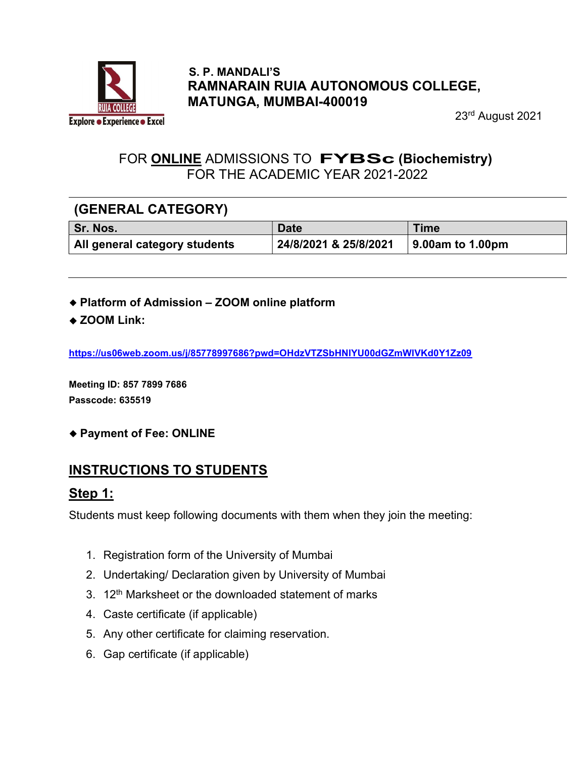**S. P. MANDALI'S**

# RAMNARAIN RUIA AUTONOMOUS COLLEGE, MATUNGA, MUMBAI-400019

23rd August 2021

## FOR **ONLINE** ADMISSIONS TO **FYBSc (Biochemistry)** FOR THE ACADEMIC YEAR 2021-2022

### (GENERAL CATEGORY)

| Sr. Nos. | Date | Time |
|---|---|---|
| All general category students | 24/8/2021 & 25/8/2021 | 9.00am to 1.00pm |

- **Platform of Admission – ZOOM online platform**
- **ZOOM Link:**

https://us06web.zoom.us/j/85778997686?pwd=OHdzVTZSbHNIYU00dGZmWlVKd0Y1Zz09

**Meeting ID: 857 7899 7686**
**Passcode: 635519**

- **Payment of Fee: ONLINE**

## INSTRUCTIONS TO STUDENTS

### Step 1:

Students must keep following documents with them when they join the meeting:

1. Registration form of the University of Mumbai
2. Undertaking/ Declaration given by University of Mumbai
3. 12th Marksheet or the downloaded statement of marks
4. Caste certificate (if applicable)
5. Any other certificate for claiming reservation.
6. Gap certificate (if applicable)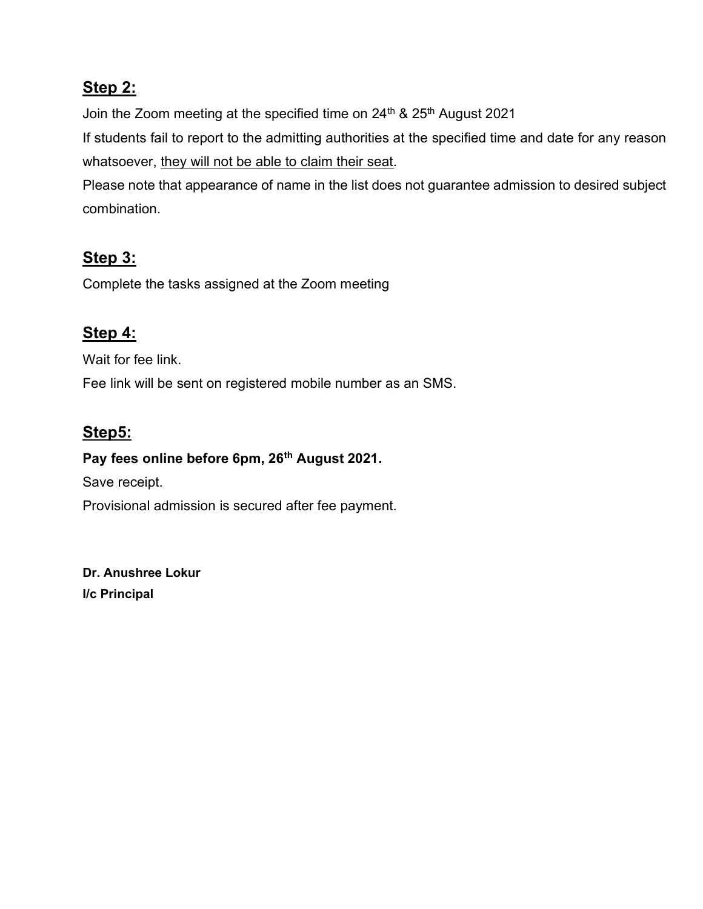## **Step 2:**

Join the Zoom meeting at the specified time on 24th & 25th August 2021

If students fail to report to the admitting authorities at the specified time and date for any reason whatsoever, they will not be able to claim their seat.

Please note that appearance of name in the list does not guarantee admission to desired subject combination.

## **Step 3:**

Complete the tasks assigned at the Zoom meeting

## **Step 4:**

Wait for fee link.

Fee link will be sent on registered mobile number as an SMS.

## **Step5:**

**Pay fees online before 6pm, 26th August 2021.**

Save receipt.

Provisional admission is secured after fee payment.

**Dr. Anushree Lokur**
**I/c Principal**